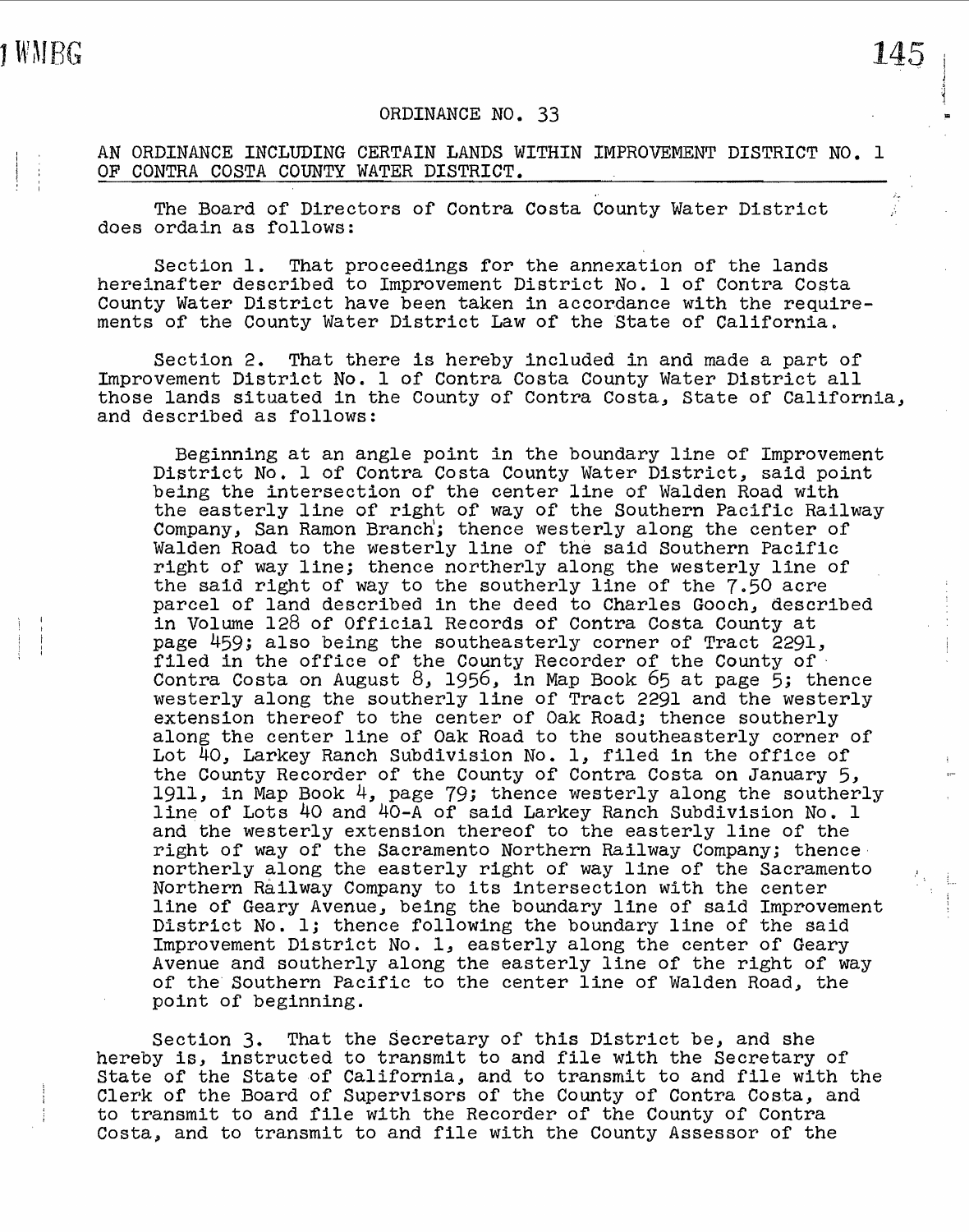## ORDINANCE NO. 33

AN ORDINANCE INCLUDING CERTAIN LANDS WITHIN IMPROVEMENT DISTRICT NO. 1 OF CONTRA COSTA COUNTY WATER DISTRICT.

The Board of Directors of Contra Costa County Water District does ordain as follows:

Section 1. That proceedings for the annexation of the lands hereinafter described to Improvement District No. 1 of Contra Costa County Water District have been taken in accordance with the requirements of the County Water District Law of the State of California.

Section 2. That there is hereby included in and made a part of Improvement District No. 1 of Contra Costa County Water District all those lands situated in the County of Contra Costa, State of California, and described as follows:

> Beginning at an angle point in the boundary line of Improvement District No. 1 of Contra Costa County Water District, said point being the intersection of the center line of Walden Road with the easterly line of right of way of the Southern Pacific Railway Company, San Ramon Branch; thence westerly along the center of Walden Road to the westerly line of the said Southern Pacific right of way line; thence northerly along the westerly line of the said right of way to the southerly line of the 7.50 acre parcel of land described in the deed to Charles Gooch, described in Volume 128 of Official Records of Contra Costa County at page 459; also being the southeasterly corner of Tract 2291, filed in the office of the County Recorder of the County of Contra Costa on August 8, 1956, in Map Book 65 at page 5; thence westerly along the southerly line of Tract 2291 and the westerly extension thereof to the center of Oak Road; thence southerly along the center line of Oak Road to the southeasterly corner of Lot 40, Larkey Ranch Subdivision No. 1, filed in the office of the County Recorder of the County of Contra Costa on January 5, 1911, in Map Book 4, page 79; thence westerly along the southerly line of Lots 40 and 40-A of said Larkey Ranch Subdivision No. 1 and the westerly extension thereof to the easterly line of the right of way of the Sacramento Northern Railway Company; thence northerly along the easterly right of way line of the Sacramento Northern Railway Company to its intersection with the center line of Geary Avenue, being the boundary line of said Improvement District No. 1; thence following the boundary line of the said Improvement District No. 1, easterly along the center of Geary Avenue and southerly along the easterly line of the right of way of the Southern Pacific to the center line of Walden Road, the point of beginning.

Section 3. That the Secretary of this District be, and she hereby is, instructed to transmit to and file with the Secretary of State of the State of California, and to transmit to and file with the Clerk of the Board of Supervisors of the County of Contra Costa, and to transmit to and file with the Recorder of the County of Contra Costa, and to transmit to and file with the County Assessor of the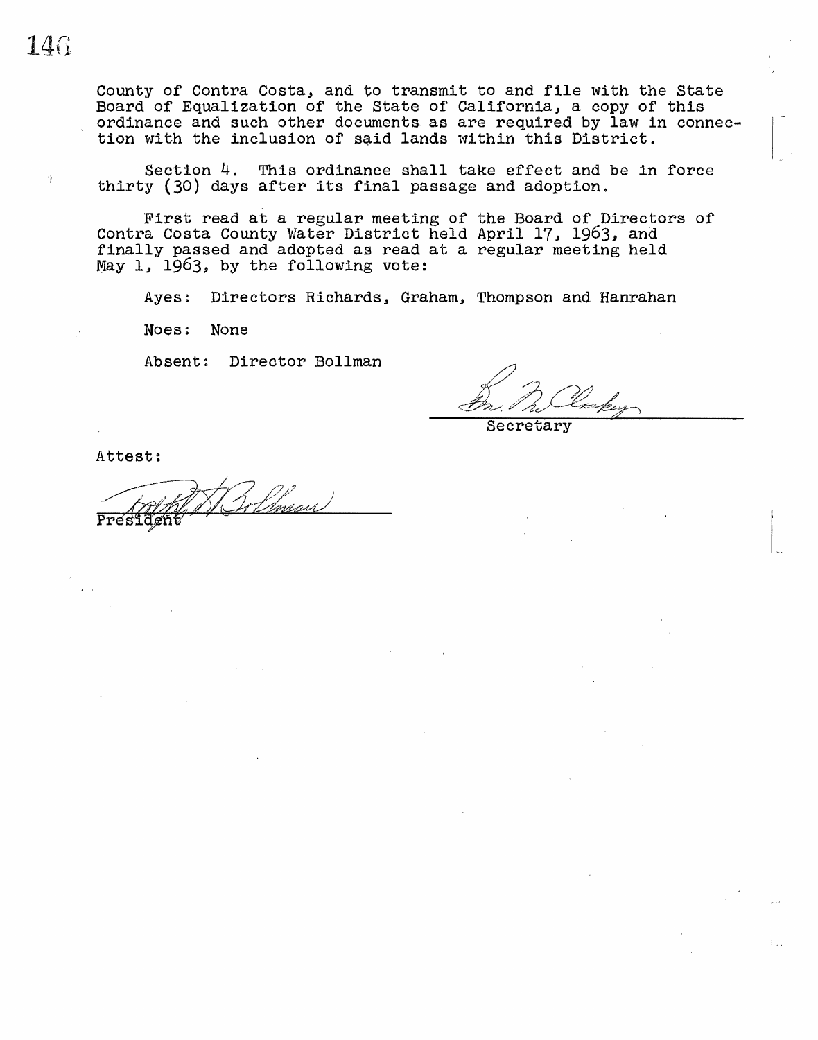County of Contra Costa, and to transmit to and file with the State Board of Equalization of the State of California, a copy of this ordinance and such other documents as are required by law in connection with the inclusion of said lands within this District.

Section 4. This ordinance shall take effect and be in force thirty (30) days after its final passage and adoption.

First read at a regular meeting of the Board of Directors of Contra Costa County Water District held April 17, 1963, and finally passed and adopted as read at a regular meeting held May 1, 1963, by the following vote:

Ayes: Directors Richards, Graham, Thompson and Hanrahan

Noes: None

Absent: Director Bollman

Secretary

Attest:

President